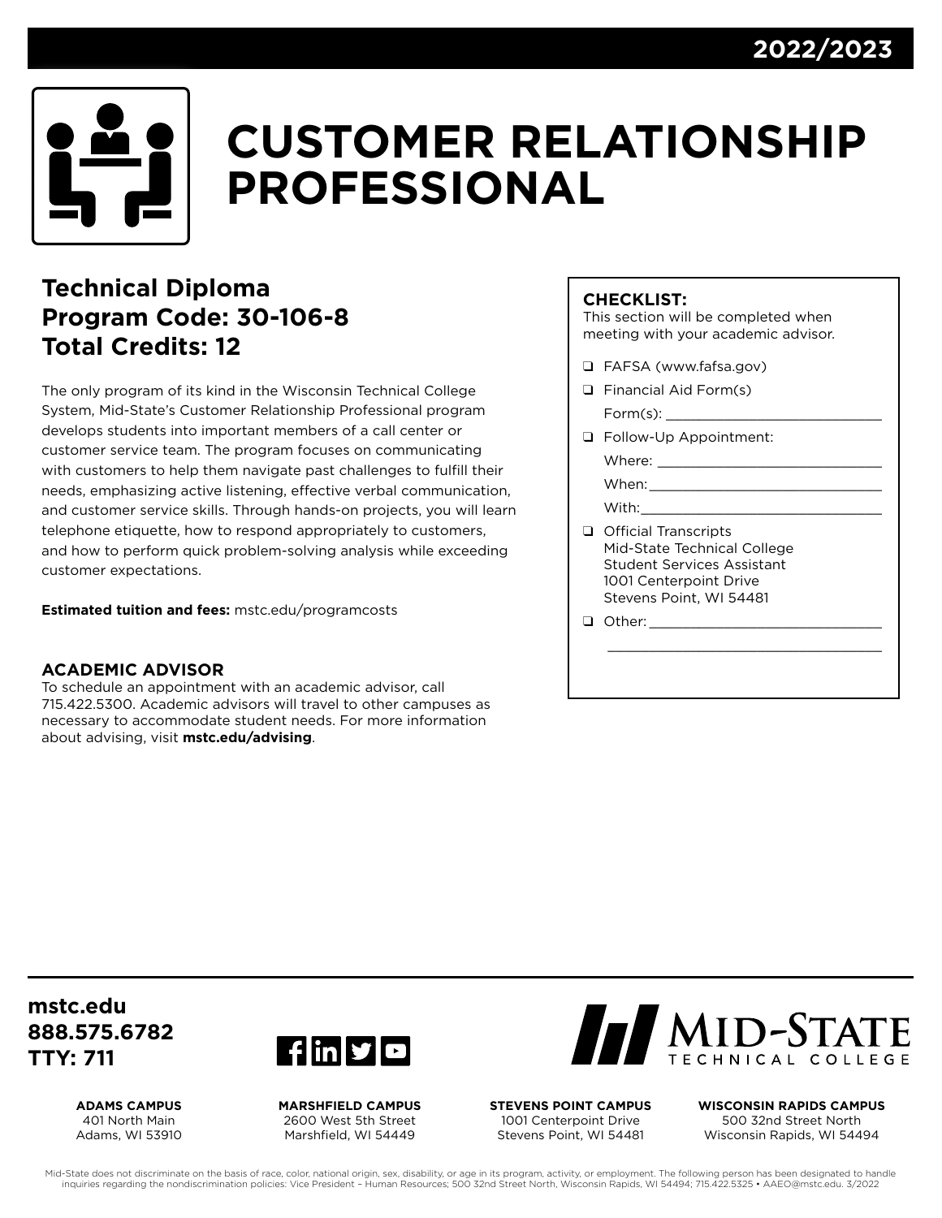2022/2023

# CUSTOMER RELATIONSHIP PROFESSIONAL

## Technical Diploma
## Program Code: 30-106-8
## Total Credits: 12

The only program of its kind in the Wisconsin Technical College System, Mid-State's Customer Relationship Professional program develops students into important members of a call center or customer service team. The program focuses on communicating with customers to help them navigate past challenges to fulfill their needs, emphasizing active listening, effective verbal communication, and customer service skills. Through hands-on projects, you will learn telephone etiquette, how to respond appropriately to customers, and how to perform quick problem-solving analysis while exceeding customer expectations.

**Estimated tuition and fees:** mstc.edu/programcosts

### ACADEMIC ADVISOR

To schedule an appointment with an academic advisor, call 715.422.5300. Academic advisors will travel to other campuses as necessary to accommodate student needs. For more information about advising, visit **mstc.edu/advising**.

### CHECKLIST:

This section will be completed when meeting with your academic advisor.

- ❑ FAFSA (www.fafsa.gov)
- ❑ Financial Aid Form(s)
  Form(s): ____________________________
- ❑ Follow-Up Appointment:
  Where: ____________________________
  When: ____________________________
  With: ____________________________
- ❑ Official Transcripts
  Mid-State Technical College
  Student Services Assistant
  1001 Centerpoint Drive
  Stevens Point, WI 54481
- ❑ Other: ____________________________
  ____________________________

**mstc.edu**
**888.575.6782**
**TTY: 711**

MID-STATE TECHNICAL COLLEGE

**ADAMS CAMPUS**
401 North Main
Adams, WI 53910

**MARSHFIELD CAMPUS**
2600 West 5th Street
Marshfield, WI 54449

**STEVENS POINT CAMPUS**
1001 Centerpoint Drive
Stevens Point, WI 54481

**WISCONSIN RAPIDS CAMPUS**
500 32nd Street North
Wisconsin Rapids, WI 54494

Mid-State does not discriminate on the basis of race, color, national origin, sex, disability, or age in its program, activity, or employment. The following person has been designated to handle inquiries regarding the nondiscrimination policies: Vice President – Human Resources; 500 32nd Street North, Wisconsin Rapids, WI 54494; 715.422.5325 • AAEO@mstc.edu. 3/2022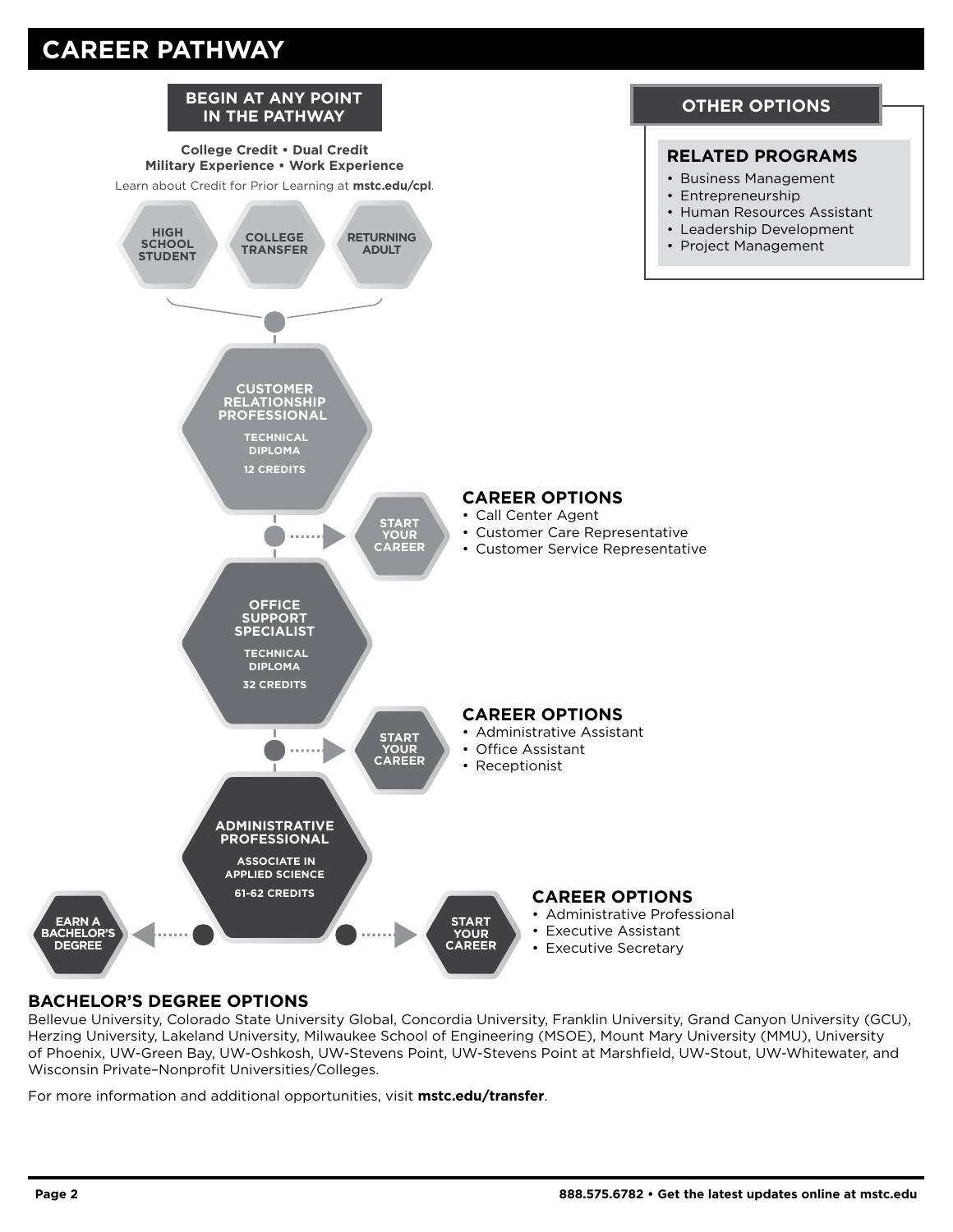# CAREER PATHWAY

## BEGIN AT ANY POINT IN THE PATHWAY

**College Credit • Dual Credit**
**Military Experience • Work Experience**

Learn about Credit for Prior Learning at **mstc.edu/cpl**.

HIGH SCHOOL STUDENT

COLLEGE TRANSFER

RETURNING ADULT

### CUSTOMER RELATIONSHIP PROFESSIONAL

TECHNICAL DIPLOMA

12 CREDITS

START YOUR CAREER

**CAREER OPTIONS**

- Call Center Agent
- Customer Care Representative
- Customer Service Representative

### OFFICE SUPPORT SPECIALIST

TECHNICAL DIPLOMA

32 CREDITS

START YOUR CAREER

**CAREER OPTIONS**

- Administrative Assistant
- Office Assistant
- Receptionist

### ADMINISTRATIVE PROFESSIONAL

ASSOCIATE IN APPLIED SCIENCE

61-62 CREDITS

EARN A BACHELOR'S DEGREE

START YOUR CAREER

**CAREER OPTIONS**

- Administrative Professional
- Executive Assistant
- Executive Secretary

## OTHER OPTIONS

### RELATED PROGRAMS

- Business Management
- Entrepreneurship
- Human Resources Assistant
- Leadership Development
- Project Management

## BACHELOR'S DEGREE OPTIONS

Bellevue University, Colorado State University Global, Concordia University, Franklin University, Grand Canyon University (GCU), Herzing University, Lakeland University, Milwaukee School of Engineering (MSOE), Mount Mary University (MMU), University of Phoenix, UW-Green Bay, UW-Oshkosh, UW-Stevens Point, UW-Stevens Point at Marshfield, UW-Stout, UW-Whitewater, and Wisconsin Private–Nonprofit Universities/Colleges.

For more information and additional opportunities, visit **mstc.edu/transfer**.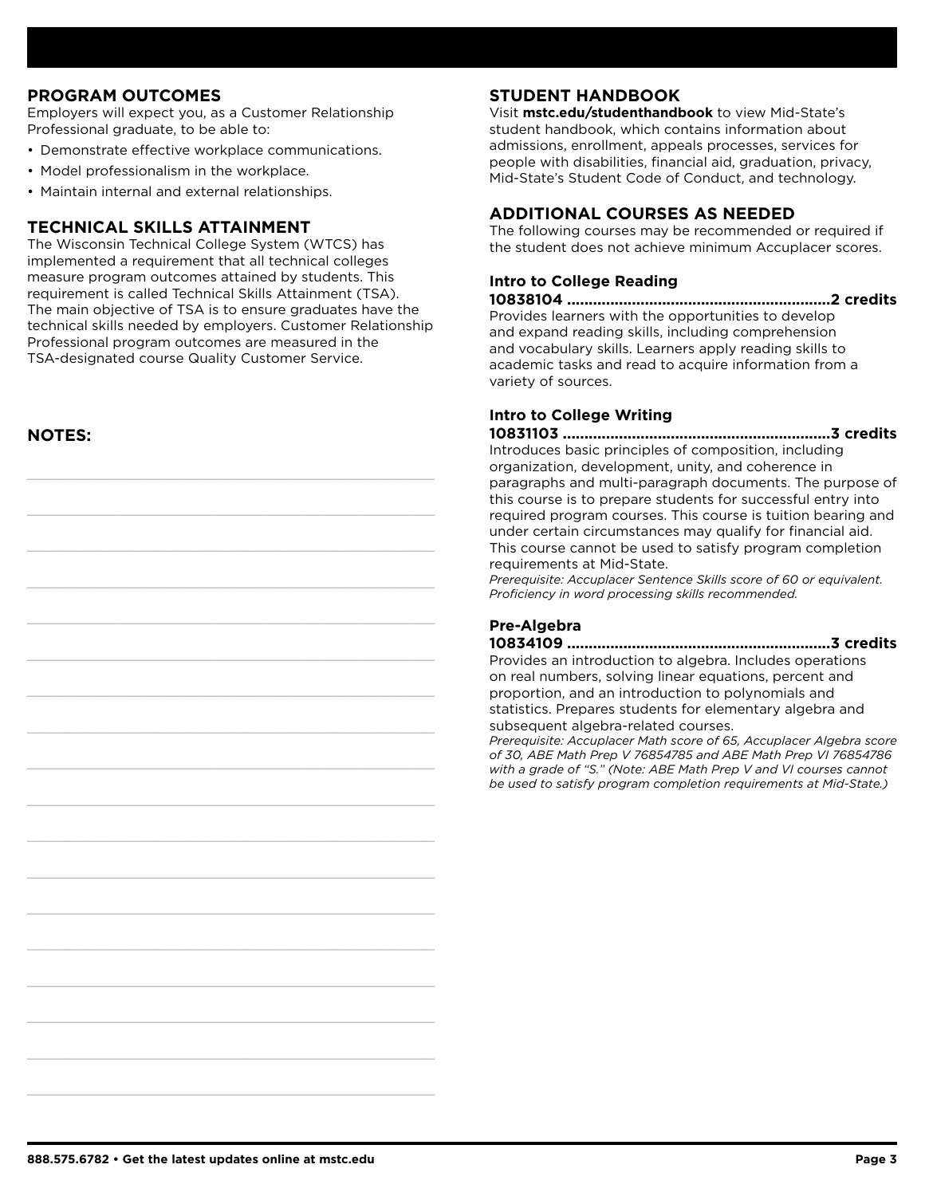## PROGRAM OUTCOMES

Employers will expect you, as a Customer Relationship Professional graduate, to be able to:

- Demonstrate effective workplace communications.
- Model professionalism in the workplace.
- Maintain internal and external relationships.

## TECHNICAL SKILLS ATTAINMENT

The Wisconsin Technical College System (WTCS) has implemented a requirement that all technical colleges measure program outcomes attained by students. This requirement is called Technical Skills Attainment (TSA). The main objective of TSA is to ensure graduates have the technical skills needed by employers. Customer Relationship Professional program outcomes are measured in the TSA-designated course Quality Customer Service.

## NOTES:

## STUDENT HANDBOOK

Visit **mstc.edu/studenthandbook** to view Mid-State's student handbook, which contains information about admissions, enrollment, appeals processes, services for people with disabilities, financial aid, graduation, privacy, Mid-State's Student Code of Conduct, and technology.

## ADDITIONAL COURSES AS NEEDED

The following courses may be recommended or required if the student does not achieve minimum Accuplacer scores.

### Intro to College Reading

**10838104 ............................................................2 credits**

Provides learners with the opportunities to develop and expand reading skills, including comprehension and vocabulary skills. Learners apply reading skills to academic tasks and read to acquire information from a variety of sources.

### Intro to College Writing

**10831103 ............................................................3 credits**

Introduces basic principles of composition, including organization, development, unity, and coherence in paragraphs and multi-paragraph documents. The purpose of this course is to prepare students for successful entry into required program courses. This course is tuition bearing and under certain circumstances may qualify for financial aid. This course cannot be used to satisfy program completion requirements at Mid-State.

*Prerequisite: Accuplacer Sentence Skills score of 60 or equivalent. Proficiency in word processing skills recommended.*

### Pre-Algebra

**10834109 ............................................................3 credits**

Provides an introduction to algebra. Includes operations on real numbers, solving linear equations, percent and proportion, and an introduction to polynomials and statistics. Prepares students for elementary algebra and subsequent algebra-related courses.

*Prerequisite: Accuplacer Math score of 65, Accuplacer Algebra score of 30, ABE Math Prep V 76854785 and ABE Math Prep VI 76854786 with a grade of "S." (Note: ABE Math Prep V and VI courses cannot be used to satisfy program completion requirements at Mid-State.)*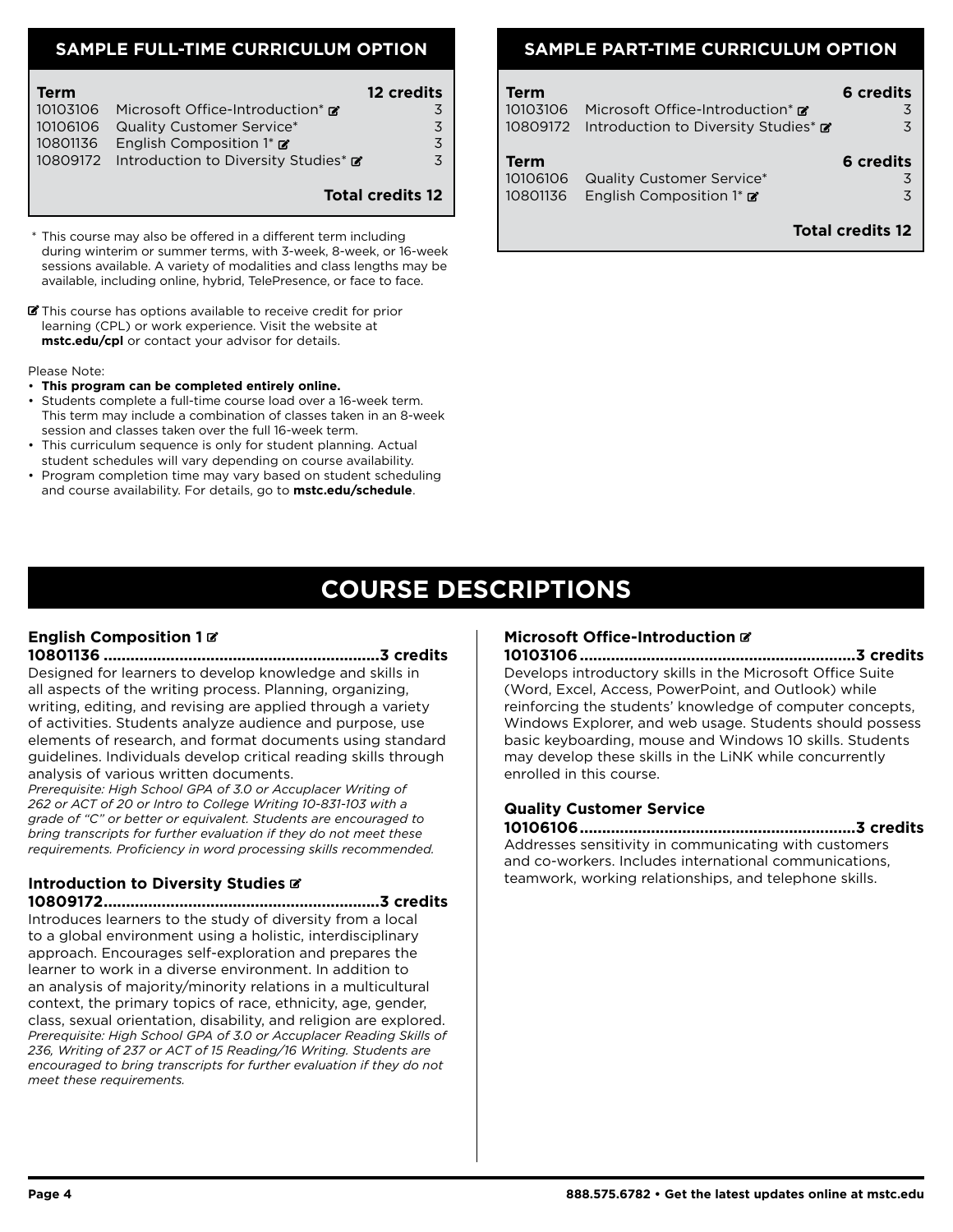## SAMPLE FULL-TIME CURRICULUM OPTION

| Term | | 12 credits |
| --- | --- | --- |
| 10103106 | Microsoft Office-Introduction* ✎ | 3 |
| 10106106 | Quality Customer Service* | 3 |
| 10801136 | English Composition 1* ✎ | 3 |
| 10809172 | Introduction to Diversity Studies* ✎ | 3 |
| | | **Total credits 12** |

\* This course may also be offered in a different term including during winterim or summer terms, with 3-week, 8-week, or 16-week sessions available. A variety of modalities and class lengths may be available, including online, hybrid, TelePresence, or face to face.

✎ This course has options available to receive credit for prior learning (CPL) or work experience. Visit the website at **mstc.edu/cpl** or contact your advisor for details.

Please Note:

- **This program can be completed entirely online.**
- Students complete a full-time course load over a 16-week term. This term may include a combination of classes taken in an 8-week session and classes taken over the full 16-week term.
- This curriculum sequence is only for student planning. Actual student schedules will vary depending on course availability.
- Program completion time may vary based on student scheduling and course availability. For details, go to **mstc.edu/schedule**.

## SAMPLE PART-TIME CURRICULUM OPTION

| Term | | 6 credits |
| --- | --- | --- |
| 10103106 | Microsoft Office-Introduction* ✎ | 3 |
| 10809172 | Introduction to Diversity Studies* ✎ | 3 |
| **Term** | | **6 credits** |
| 10106106 | Quality Customer Service* | 3 |
| 10801136 | English Composition 1* ✎ | 3 |
| | | **Total credits 12** |

# COURSE DESCRIPTIONS

### English Composition 1 ✎

**10801136 ............................................................3 credits**

Designed for learners to develop knowledge and skills in all aspects of the writing process. Planning, organizing, writing, editing, and revising are applied through a variety of activities. Students analyze audience and purpose, use elements of research, and format documents using standard guidelines. Individuals develop critical reading skills through analysis of various written documents.

*Prerequisite: High School GPA of 3.0 or Accuplacer Writing of 262 or ACT of 20 or Intro to College Writing 10-831-103 with a grade of "C" or better or equivalent. Students are encouraged to bring transcripts for further evaluation if they do not meet these requirements. Proficiency in word processing skills recommended.*

### Introduction to Diversity Studies ✎

**10809172............................................................3 credits**

Introduces learners to the study of diversity from a local to a global environment using a holistic, interdisciplinary approach. Encourages self-exploration and prepares the learner to work in a diverse environment. In addition to an analysis of majority/minority relations in a multicultural context, the primary topics of race, ethnicity, age, gender, class, sexual orientation, disability, and religion are explored.

*Prerequisite: High School GPA of 3.0 or Accuplacer Reading Skills of 236, Writing of 237 or ACT of 15 Reading/16 Writing. Students are encouraged to bring transcripts for further evaluation if they do not meet these requirements.*

### Microsoft Office-Introduction ✎

**10103106............................................................3 credits**

Develops introductory skills in the Microsoft Office Suite (Word, Excel, Access, PowerPoint, and Outlook) while reinforcing the students' knowledge of computer concepts, Windows Explorer, and web usage. Students should possess basic keyboarding, mouse and Windows 10 skills. Students may develop these skills in the LiNK while concurrently enrolled in this course.

### Quality Customer Service

**10106106............................................................3 credits**

Addresses sensitivity in communicating with customers and co-workers. Includes international communications, teamwork, working relationships, and telephone skills.